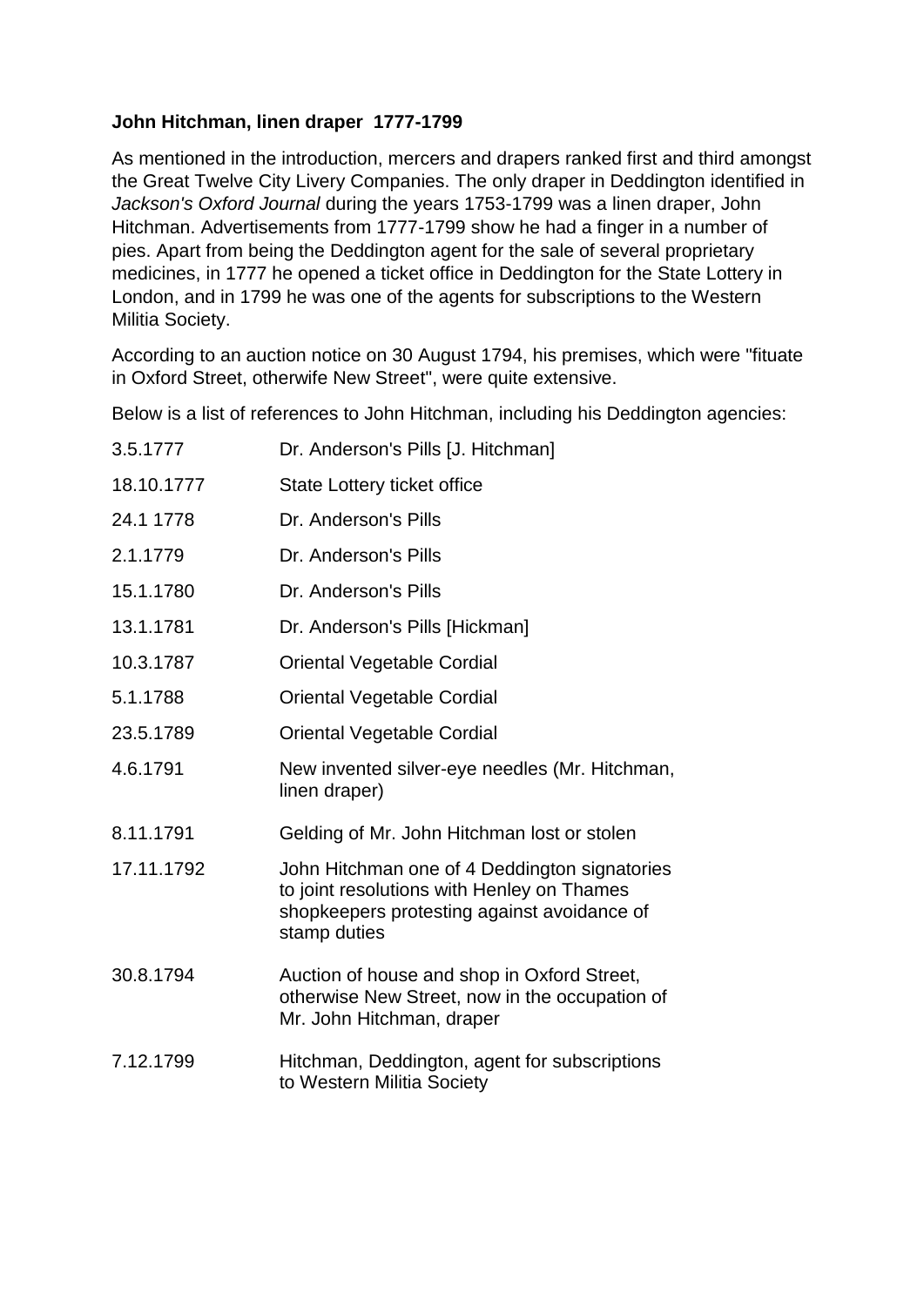**John Hitchman, linen draper 1777-1799**

As mentioned in the introduction, mercers and drapers ranked first and third amongst the Great Twelve City Livery Companies. The only draper in Deddington identified in *Jackson's Oxford Journal* during the years 1753-1799 was a linen draper, John Hitchman. Advertisements from 1777-1799 show he had a finger in a number of pies. Apart from being the Deddington agent for the sale of several proprietary medicines, in 1777 he opened a ticket office in Deddington for the State Lottery in London, and in 1799 he was one of the agents for subscriptions to the Western Militia Society.

According to an auction notice on 30 August 1794, his premises, which were "fituate in Oxford Street, otherwife New Street", were quite extensive.

Below is a list of references to John Hitchman, including his Deddington agencies:

| | |
|---|---|
| 3.5.1777 | Dr. Anderson's Pills [J. Hitchman] |
| 18.10.1777 | State Lottery ticket office |
| 24.1 1778 | Dr. Anderson's Pills |
| 2.1.1779 | Dr. Anderson's Pills |
| 15.1.1780 | Dr. Anderson's Pills |
| 13.1.1781 | Dr. Anderson's Pills [Hickman] |
| 10.3.1787 | Oriental Vegetable Cordial |
| 5.1.1788 | Oriental Vegetable Cordial |
| 23.5.1789 | Oriental Vegetable Cordial |
| 4.6.1791 | New invented silver-eye needles (Mr. Hitchman, linen draper) |
| 8.11.1791 | Gelding of Mr. John Hitchman lost or stolen |
| 17.11.1792 | John Hitchman one of 4 Deddington signatories to joint resolutions with Henley on Thames shopkeepers protesting against avoidance of stamp duties |
| 30.8.1794 | Auction of house and shop in Oxford Street, otherwise New Street, now in the occupation of Mr. John Hitchman, draper |
| 7.12.1799 | Hitchman, Deddington, agent for subscriptions to Western Militia Society |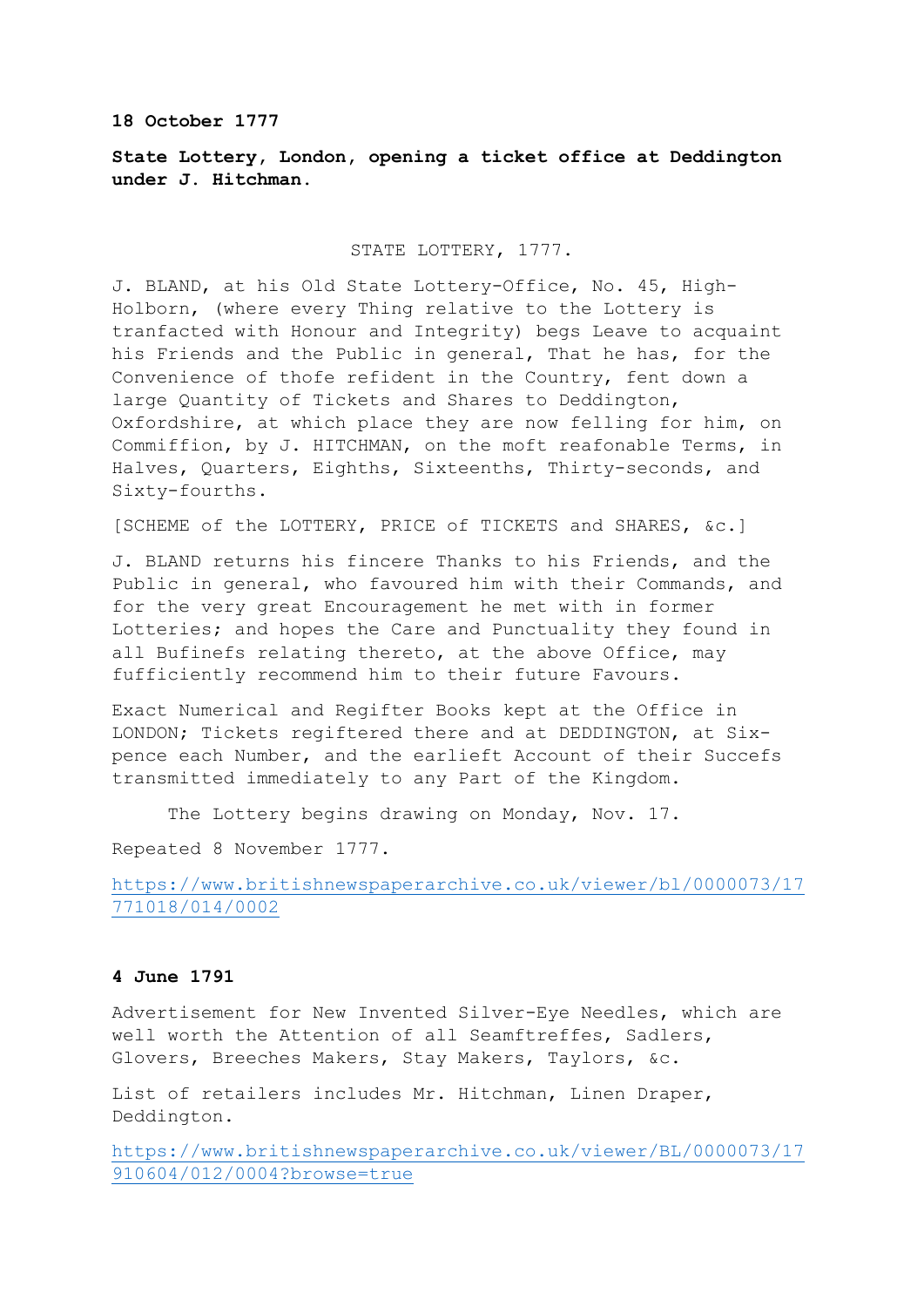**18 October 1777**

**State Lottery, London, opening a ticket office at Deddington under J. Hitchman.**

STATE LOTTERY, 1777.

J. BLAND, at his Old State Lottery-Office, No. 45, High-Holborn, (where every Thing relative to the Lottery is tranfacted with Honour and Integrity) begs Leave to acquaint his Friends and the Public in general, That he has, for the Convenience of thofe refident in the Country, fent down a large Quantity of Tickets and Shares to Deddington, Oxfordshire, at which place they are now felling for him, on Commiffion, by J. HITCHMAN, on the moft reafonable Terms, in Halves, Quarters, Eighths, Sixteenths, Thirty-seconds, and Sixty-fourths.

[SCHEME of the LOTTERY, PRICE of TICKETS and SHARES, &c.]

J. BLAND returns his fincere Thanks to his Friends, and the Public in general, who favoured him with their Commands, and for the very great Encouragement he met with in former Lotteries; and hopes the Care and Punctuality they found in all Bufinefs relating thereto, at the above Office, may fufficiently recommend him to their future Favours.

Exact Numerical and Regifter Books kept at the Office in LONDON; Tickets regiftered there and at DEDDINGTON, at Six-pence each Number, and the earlieft Account of their Succefs transmitted immediately to any Part of the Kingdom.

The Lottery begins drawing on Monday, Nov. 17.

Repeated 8 November 1777.

https://www.britishnewspaperarchive.co.uk/viewer/bl/0000073/17771018/014/0002

**4 June 1791**

Advertisement for New Invented Silver-Eye Needles, which are well worth the Attention of all Seamftreffes, Sadlers, Glovers, Breeches Makers, Stay Makers, Taylors, &c.

List of retailers includes Mr. Hitchman, Linen Draper, Deddington.

https://www.britishnewspaperarchive.co.uk/viewer/BL/0000073/17910604/012/0004?browse=true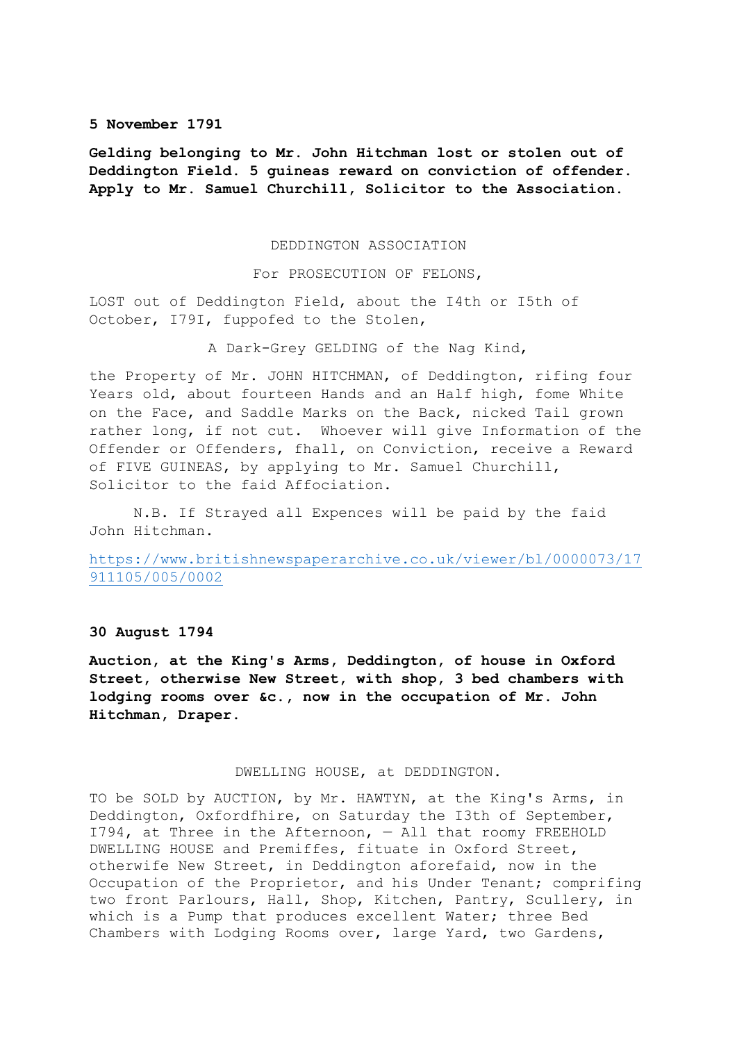**5 November 1791**

**Gelding belonging to Mr. John Hitchman lost or stolen out of Deddington Field. 5 guineas reward on conviction of offender. Apply to Mr. Samuel Churchill, Solicitor to the Association.**

DEDDINGTON ASSOCIATION

For PROSECUTION OF FELONS,

LOST out of Deddington Field, about the I4th or I5th of October, I79I, fuppofed to the Stolen,

A Dark-Grey GELDING of the Nag Kind,

the Property of Mr. JOHN HITCHMAN, of Deddington, rifing four Years old, about fourteen Hands and an Half high, fome White on the Face, and Saddle Marks on the Back, nicked Tail grown rather long, if not cut. Whoever will give Information of the Offender or Offenders, fhall, on Conviction, receive a Reward of FIVE GUINEAS, by applying to Mr. Samuel Churchill, Solicitor to the faid Affociation.

N.B. If Strayed all Expences will be paid by the faid John Hitchman.

https://www.britishnewspaperarchive.co.uk/viewer/bl/0000073/17911105/005/0002

**30 August 1794**

**Auction, at the King's Arms, Deddington, of house in Oxford Street, otherwise New Street, with shop, 3 bed chambers with lodging rooms over &c., now in the occupation of Mr. John Hitchman, Draper.**

DWELLING HOUSE, at DEDDINGTON.

TO be SOLD by AUCTION, by Mr. HAWTYN, at the King's Arms, in Deddington, Oxfordfhire, on Saturday the I3th of September, I794, at Three in the Afternoon, — All that roomy FREEHOLD DWELLING HOUSE and Premiffes, fituate in Oxford Street, otherwife New Street, in Deddington aforefaid, now in the Occupation of the Proprietor, and his Under Tenant; comprifing two front Parlours, Hall, Shop, Kitchen, Pantry, Scullery, in which is a Pump that produces excellent Water; three Bed Chambers with Lodging Rooms over, large Yard, two Gardens,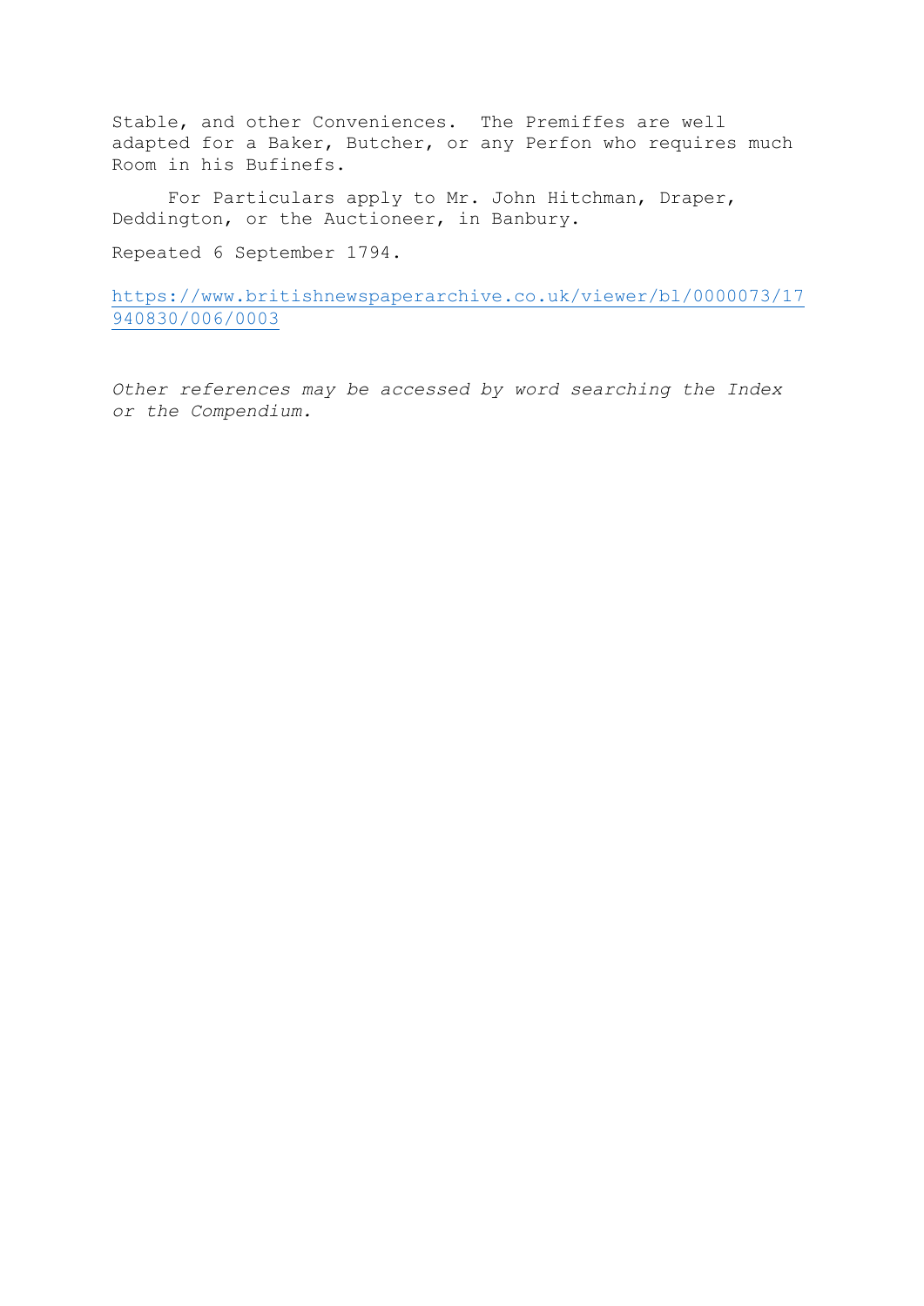Stable, and other Conveniences. The Premiffes are well adapted for a Baker, Butcher, or any Perfon who requires much Room in his Bufinefs.

For Particulars apply to Mr. John Hitchman, Draper, Deddington, or the Auctioneer, in Banbury.

Repeated 6 September 1794.

https://www.britishnewspaperarchive.co.uk/viewer/bl/0000073/17940830/006/0003

*Other references may be accessed by word searching the Index or the Compendium.*